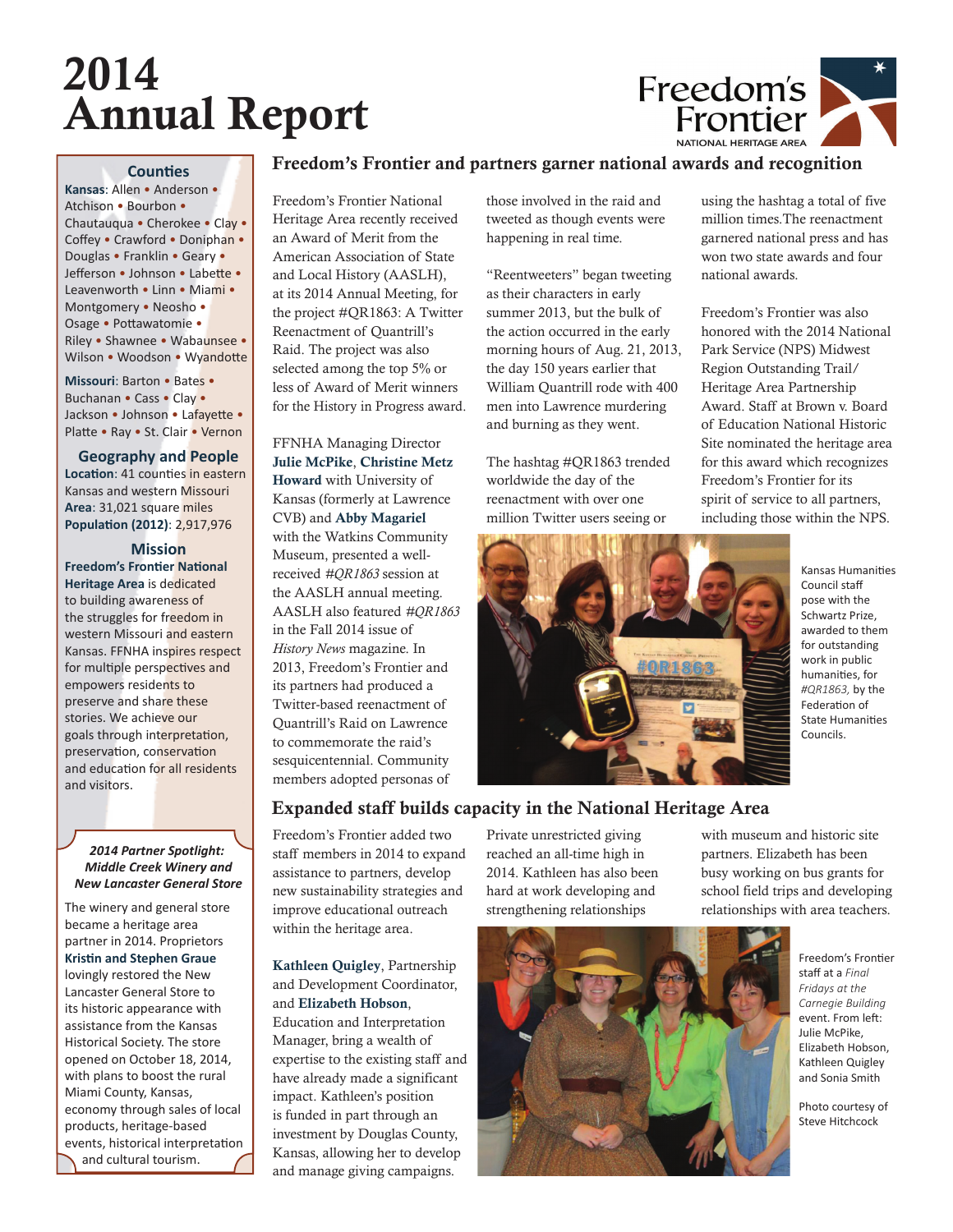# 2014 Annual Report

Freedom's Frontier
NATIONAL HERITAGE AREA

## Counties

**Kansas**: Allen • Anderson • Atchison • Bourbon • Chautauqua • Cherokee • Clay • Coffey • Crawford • Doniphan • Douglas • Franklin • Geary • Jefferson • Johnson • Labette • Leavenworth • Linn • Miami • Montgomery • Neosho • Osage • Pottawatomie • Riley • Shawnee • Wabaunsee • Wilson • Woodson • Wyandotte

**Missouri**: Barton • Bates • Buchanan • Cass • Clay • Jackson • Johnson • Lafayette • Platte • Ray • St. Clair • Vernon

## Geography and People

**Location**: 41 counties in eastern Kansas and western Missouri
**Area**: 31,021 square miles
**Population (2012)**: 2,917,976

## Mission

**Freedom's Frontier National Heritage Area** is dedicated to building awareness of the struggles for freedom in western Missouri and eastern Kansas. FFNHA inspires respect for multiple perspectives and empowers residents to preserve and share these stories. We achieve our goals through interpretation, preservation, conservation and education for all residents and visitors.

### *2014 Partner Spotlight: Middle Creek Winery and New Lancaster General Store*

The winery and general store became a heritage area partner in 2014. Proprietors **Kristin and Stephen Graue** lovingly restored the New Lancaster General Store to its historic appearance with assistance from the Kansas Historical Society. The store opened on October 18, 2014, with plans to boost the rural Miami County, Kansas, economy through sales of local products, heritage-based events, historical interpretation and cultural tourism.

## Freedom's Frontier and partners garner national awards and recognition

Freedom's Frontier National Heritage Area recently received an Award of Merit from the American Association of State and Local History (AASLH), at its 2014 Annual Meeting, for the project #QR1863: A Twitter Reenactment of Quantrill's Raid. The project was also selected among the top 5% or less of Award of Merit winners for the History in Progress award.

FFNHA Managing Director **Julie McPike**, **Christine Metz Howard** with University of Kansas (formerly at Lawrence CVB) and **Abby Magariel** with the Watkins Community Museum, presented a well-received *#QR1863* session at the AASLH annual meeting. AASLH also featured *#QR1863* in the Fall 2014 issue of *History News* magazine. In 2013, Freedom's Frontier and its partners had produced a Twitter-based reenactment of Quantrill's Raid on Lawrence to commemorate the raid's sesquicentennial. Community members adopted personas of those involved in the raid and tweeted as though events were happening in real time.

"Reentweeters" began tweeting as their characters in early summer 2013, but the bulk of the action occurred in the early morning hours of Aug. 21, 2013, the day 150 years earlier that William Quantrill rode with 400 men into Lawrence murdering and burning as they went.

The hashtag #QR1863 trended worldwide the day of the reenactment with over one million Twitter users seeing or using the hashtag a total of five million times.The reenactment garnered national press and has won two state awards and four national awards.

Freedom's Frontier was also honored with the 2014 National Park Service (NPS) Midwest Region Outstanding Trail/ Heritage Area Partnership Award. Staff at Brown v. Board of Education National Historic Site nominated the heritage area for this award which recognizes Freedom's Frontier for its spirit of service to all partners, including those within the NPS.

Kansas Humanities Council staff pose with the Schwartz Prize, awarded to them for outstanding work in public humanities, for *#QR1863,* by the Federation of State Humanities Councils.

## Expanded staff builds capacity in the National Heritage Area

Freedom's Frontier added two staff members in 2014 to expand assistance to partners, develop new sustainability strategies and improve educational outreach within the heritage area.

**Kathleen Quigley**, Partnership and Development Coordinator, and **Elizabeth Hobson**, Education and Interpretation Manager, bring a wealth of expertise to the existing staff and have already made a significant impact. Kathleen's position is funded in part through an investment by Douglas County, Kansas, allowing her to develop and manage giving campaigns. Private unrestricted giving reached an all-time high in 2014. Kathleen has also been hard at work developing and strengthening relationships with museum and historic site partners. Elizabeth has been busy working on bus grants for school field trips and developing relationships with area teachers.

Freedom's Frontier staff at a *Final Fridays at the Carnegie Building* event. From left: Julie McPike, Elizabeth Hobson, Kathleen Quigley and Sonia Smith

Photo courtesy of Steve Hitchcock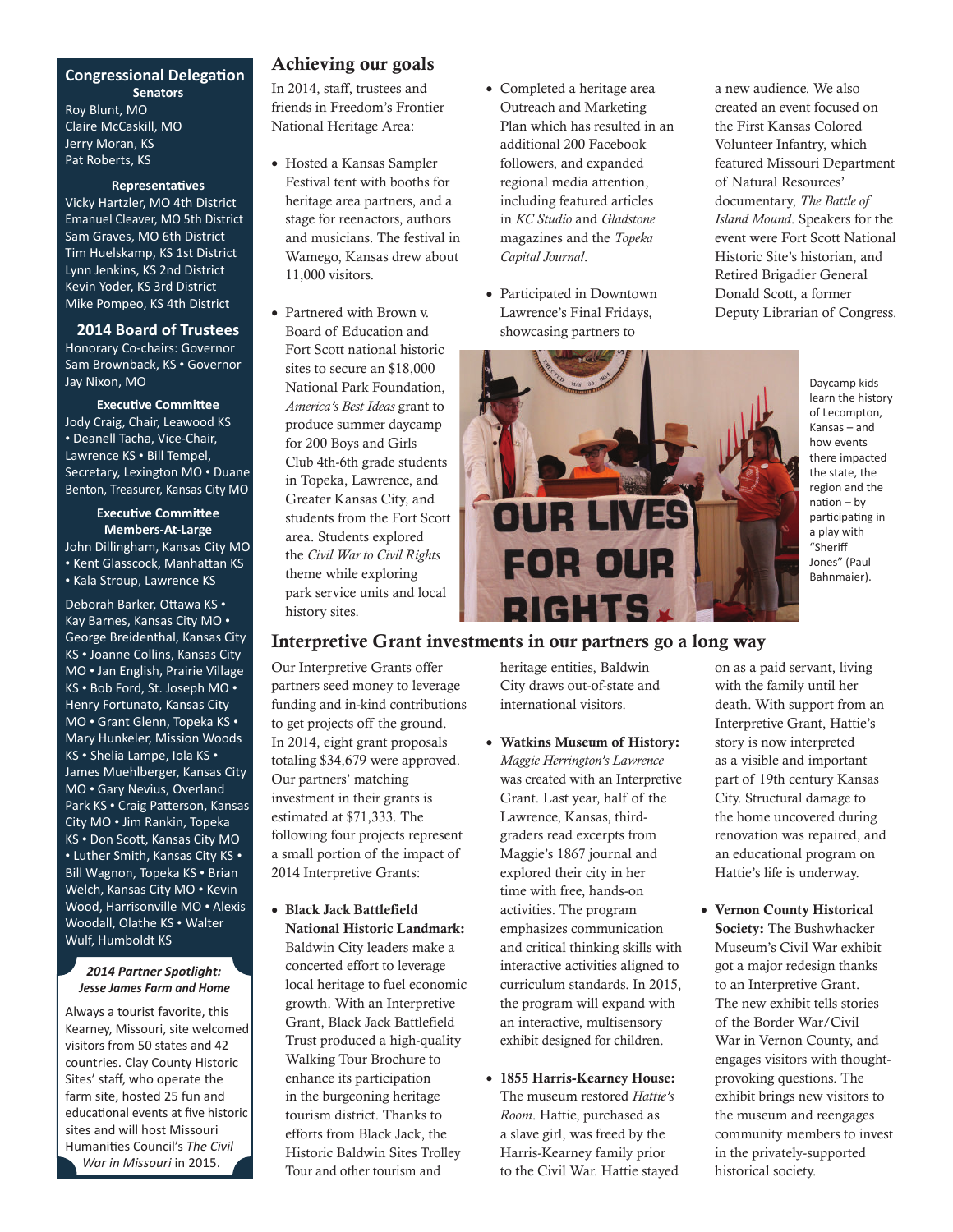## Congressional Delegation

**Senators**

Roy Blunt, MO
Claire McCaskill, MO
Jerry Moran, KS
Pat Roberts, KS

**Representatives**

Vicky Hartzler, MO 4th District
Emanuel Cleaver, MO 5th District
Sam Graves, MO 6th District
Tim Huelskamp, KS 1st District
Lynn Jenkins, KS 2nd District
Kevin Yoder, KS 3rd District
Mike Pompeo, KS 4th District

## 2014 Board of Trustees

Honorary Co-chairs: Governor Sam Brownback, KS • Governor Jay Nixon, MO

**Executive Committee**

Jody Craig, Chair, Leawood KS • Deanell Tacha, Vice-Chair, Lawrence KS • Bill Tempel, Secretary, Lexington MO • Duane Benton, Treasurer, Kansas City MO

**Executive Committee Members-At-Large**

John Dillingham, Kansas City MO • Kent Glasscock, Manhattan KS • Kala Stroup, Lawrence KS

Deborah Barker, Ottawa KS • Kay Barnes, Kansas City MO • George Breidenthal, Kansas City KS • Joanne Collins, Kansas City MO • Jan English, Prairie Village KS • Bob Ford, St. Joseph MO • Henry Fortunato, Kansas City MO • Grant Glenn, Topeka KS • Mary Hunkeler, Mission Woods KS • Shelia Lampe, Iola KS • James Muehlberger, Kansas City MO • Gary Nevius, Overland Park KS • Craig Patterson, Kansas City MO • Jim Rankin, Topeka KS • Don Scott, Kansas City MO • Luther Smith, Kansas City KS • Bill Wagnon, Topeka KS • Brian Welch, Kansas City MO • Kevin Wood, Harrisonville MO • Alexis Woodall, Olathe KS • Walter Wulf, Humboldt KS

***2014 Partner Spotlight: Jesse James Farm and Home***

Always a tourist favorite, this Kearney, Missouri, site welcomed visitors from 50 states and 42 countries. Clay County Historic Sites' staff, who operate the farm site, hosted 25 fun and educational events at five historic sites and will host Missouri Humanities Council's *The Civil War in Missouri* in 2015.

## Achieving our goals

In 2014, staff, trustees and friends in Freedom's Frontier National Heritage Area:

- Hosted a Kansas Sampler Festival tent with booths for heritage area partners, and a stage for reenactors, authors and musicians. The festival in Wamego, Kansas drew about 11,000 visitors.
- Partnered with Brown v. Board of Education and Fort Scott national historic sites to secure an $18,000 National Park Foundation, *America's Best Ideas* grant to produce summer daycamp for 200 Boys and Girls Club 4th-6th grade students in Topeka, Lawrence, and Greater Kansas City, and students from the Fort Scott area. Students explored the *Civil War to Civil Rights* theme while exploring park service units and local history sites.
- Completed a heritage area Outreach and Marketing Plan which has resulted in an additional 200 Facebook followers, and expanded regional media attention, including featured articles in *KC Studio* and *Gladstone* magazines and the *Topeka Capital Journal*.
- Participated in Downtown Lawrence's Final Fridays, showcasing partners to a new audience. We also created an event focused on the First Kansas Colored Volunteer Infantry, which featured Missouri Department of Natural Resources' documentary, *The Battle of Island Mound*. Speakers for the event were Fort Scott National Historic Site's historian, and Retired Brigadier General Donald Scott, a former Deputy Librarian of Congress.

Daycamp kids learn the history of Lecompton, Kansas – and how events there impacted the state, the region and the nation – by participating in a play with "Sheriff Jones" (Paul Bahnmaier).

## Interpretive Grant investments in our partners go a long way

Our Interpretive Grants offer partners seed money to leverage funding and in-kind contributions to get projects off the ground. In 2014, eight grant proposals totaling $34,679 were approved. Our partners' matching investment in their grants is estimated at $71,333. The following four projects represent a small portion of the impact of 2014 Interpretive Grants:

- **Black Jack Battlefield National Historic Landmark:** Baldwin City leaders make a concerted effort to leverage local heritage to fuel economic growth. With an Interpretive Grant, Black Jack Battlefield Trust produced a high-quality Walking Tour Brochure to enhance its participation in the burgeoning heritage tourism district. Thanks to efforts from Black Jack, the Historic Baldwin Sites Trolley Tour and other tourism and heritage entities, Baldwin City draws out-of-state and international visitors.
- **Watkins Museum of History:** *Maggie Herrington's Lawrence* was created with an Interpretive Grant. Last year, half of the Lawrence, Kansas, third-graders read excerpts from Maggie's 1867 journal and explored their city in her time with free, hands-on activities. The program emphasizes communication and critical thinking skills with interactive activities aligned to curriculum standards. In 2015, the program will expand with an interactive, multisensory exhibit designed for children.
- **1855 Harris-Kearney House:** The museum restored *Hattie's Room*. Hattie, purchased as a slave girl, was freed by the Harris-Kearney family prior to the Civil War. Hattie stayed on as a paid servant, living with the family until her death. With support from an Interpretive Grant, Hattie's story is now interpreted as a visible and important part of 19th century Kansas City. Structural damage to the home uncovered during renovation was repaired, and an educational program on Hattie's life is underway.
- **Vernon County Historical Society:** The Bushwhacker Museum's Civil War exhibit got a major redesign thanks to an Interpretive Grant. The new exhibit tells stories of the Border War/Civil War in Vernon County, and engages visitors with thought-provoking questions. The exhibit brings new visitors to the museum and reengages community members to invest in the privately-supported historical society.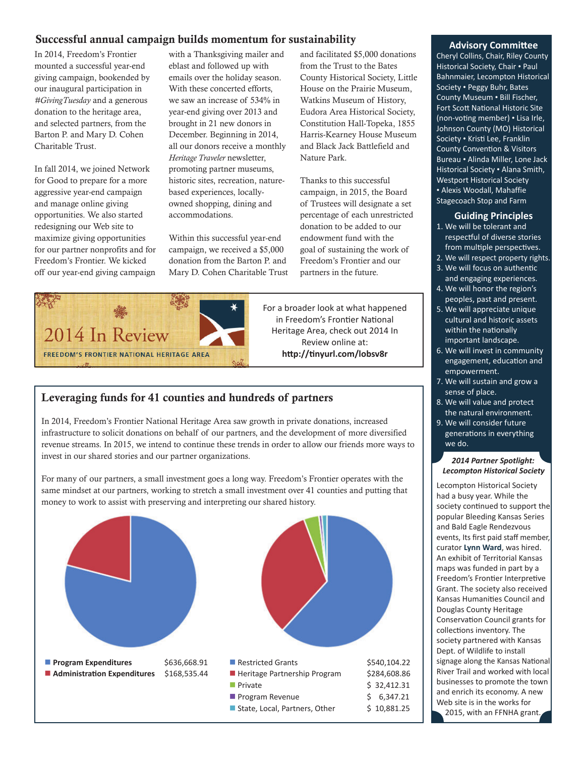## Successful annual campaign builds momentum for sustainability

In 2014, Freedom's Frontier mounted a successful year-end giving campaign, bookended by our inaugural participation in *#GivingTuesday* and a generous donation to the heritage area, and selected partners, from the Barton P. and Mary D. Cohen Charitable Trust.

In fall 2014, we joined Network for Good to prepare for a more aggressive year-end campaign and manage online giving opportunities. We also started redesigning our Web site to maximize giving opportunities for our partner nonprofits and for Freedom's Frontier. We kicked off our year-end giving campaign with a Thanksgiving mailer and eblast and followed up with emails over the holiday season. With these concerted efforts, we saw an increase of 534% in year-end giving over 2013 and brought in 21 new donors in December. Beginning in 2014, all our donors receive a monthly *Heritage Traveler* newsletter, promoting partner museums, historic sites, recreation, nature-based experiences, locally-owned shopping, dining and accommodations.

Within this successful year-end campaign, we received a $5,000 donation from the Barton P. and Mary D. Cohen Charitable Trust and facilitated $5,000 donations from the Trust to the Bates County Historical Society, Little House on the Prairie Museum, Watkins Museum of History, Eudora Area Historical Society, Constitution Hall-Topeka, 1855 Harris-Kearney House Museum and Black Jack Battlefield and Nature Park.

Thanks to this successful campaign, in 2015, the Board of Trustees will designate a set percentage of each unrestricted donation to be added to our endowment fund with the goal of sustaining the work of Freedom's Frontier and our partners in the future.

2014 In Review
FREEDOM'S FRONTIER NATIONAL HERITAGE AREA

For a broader look at what happened in Freedom's Frontier National Heritage Area, check out 2014 In Review online at:
**http://tinyurl.com/lobsv8r**

## Leveraging funds for 41 counties and hundreds of partners

In 2014, Freedom's Frontier National Heritage Area saw growth in private donations, increased infrastructure to solicit donations on behalf of our partners, and the development of more diversified revenue streams. In 2015, we intend to continue these trends in order to allow our friends more ways to invest in our shared stories and our partner organizations.

For many of our partners, a small investment goes a long way. Freedom's Frontier operates with the same mindset at our partners, working to stretch a small investment over 41 counties and putting that money to work to assist with preserving and interpreting our shared history.

| Expenditures | Amount |
|---|---|
| **Program Expenditures** | $636,668.91 |
| **Administration Expenditures** | $168,535.44 |

| Revenue | Amount |
|---|---|
| Restricted Grants | $540,104.22 |
| Heritage Partnership Program | $284,608.86 |
| Private | $ 32,412.31 |
| Program Revenue | $ 6,347.21 |
| State, Local, Partners, Other | $ 10,881.25 |

### Advisory Committee

Cheryl Collins, Chair, Riley County Historical Society, Chair • Paul Bahnmaier, Lecompton Historical Society • Peggy Buhr, Bates County Museum • Bill Fischer, Fort Scott National Historic Site (non-voting member) • Lisa Irle, Johnson County (MO) Historical Society • Kristi Lee, Franklin County Convention & Visitors Bureau • Alinda Miller, Lone Jack Historical Society • Alana Smith, Westport Historical Society • Alexis Woodall, Mahaffie Stagecoach Stop and Farm

### Guiding Principles

1. We will be tolerant and respectful of diverse stories from multiple perspectives.
2. We will respect property rights.
3. We will focus on authentic and engaging experiences.
4. We will honor the region's peoples, past and present.
5. We will appreciate unique cultural and historic assets within the nationally important landscape.
6. We will invest in community engagement, education and empowerment.
7. We will sustain and grow a sense of place.
8. We will value and protect the natural environment.
9. We will consider future generations in everything we do.

***2014 Partner Spotlight: Lecompton Historical Society***

Lecompton Historical Society had a busy year. While the society continued to support the popular Bleeding Kansas Series and Bald Eagle Rendezvous events, Its first paid staff member, curator **Lynn Ward**, was hired. An exhibit of Territorial Kansas maps was funded in part by a Freedom's Frontier Interpretive Grant. The society also received Kansas Humanities Council and Douglas County Heritage Conservation Council grants for collections inventory. The society partnered with Kansas Dept. of Wildlife to install signage along the Kansas National River Trail and worked with local businesses to promote the town and enrich its economy. A new Web site is in the works for 2015, with an FFNHA grant.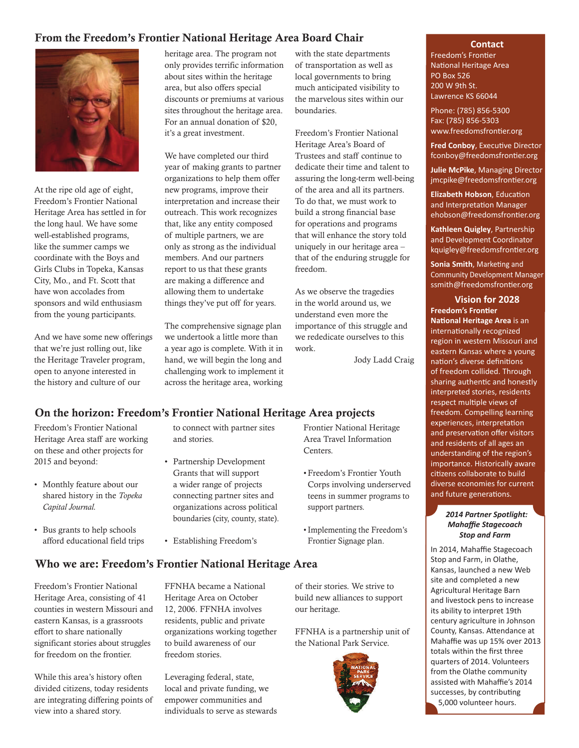## From the Freedom's Frontier National Heritage Area Board Chair

At the ripe old age of eight, Freedom's Frontier National Heritage Area has settled in for the long haul. We have some well-established programs, like the summer camps we coordinate with the Boys and Girls Clubs in Topeka, Kansas City, Mo., and Ft. Scott that have won accolades from sponsors and wild enthusiasm from the young participants.

And we have some new offerings that we're just rolling out, like the Heritage Traveler program, open to anyone interested in the history and culture of our heritage area. The program not only provides terrific information about sites within the heritage area, but also offers special discounts or premiums at various sites throughout the heritage area. For an annual donation of $20, it's a great investment.

We have completed our third year of making grants to partner organizations to help them offer new programs, improve their interpretation and increase their outreach. This work recognizes that, like any entity composed of multiple partners, we are only as strong as the individual members. And our partners report to us that these grants are making a difference and allowing them to undertake things they've put off for years.

The comprehensive signage plan we undertook a little more than a year ago is complete. With it in hand, we will begin the long and challenging work to implement it across the heritage area, working with the state departments of transportation as well as local governments to bring much anticipated visibility to the marvelous sites within our boundaries.

Freedom's Frontier National Heritage Area's Board of Trustees and staff continue to dedicate their time and talent to assuring the long-term well-being of the area and all its partners. To do that, we must work to build a strong financial base for operations and programs that will enhance the story told uniquely in our heritage area – that of the enduring struggle for freedom.

As we observe the tragedies in the world around us, we understand even more the importance of this struggle and we rededicate ourselves to this work.

Jody Ladd Craig

## On the horizon: Freedom's Frontier National Heritage Area projects

Freedom's Frontier National Heritage Area staff are working on these and other projects for 2015 and beyond:

- Monthly feature about our shared history in the *Topeka Capital Journal.*
- Bus grants to help schools afford educational field trips to connect with partner sites and stories.
- Partnership Development Grants that will support a wider range of projects connecting partner sites and organizations across political boundaries (city, county, state).
- Establishing Freedom's Frontier National Heritage Area Travel Information Centers.
- Freedom's Frontier Youth Corps involving underserved teens in summer programs to support partners.
- Implementing the Freedom's Frontier Signage plan.

## Who we are: Freedom's Frontier National Heritage Area

Freedom's Frontier National Heritage Area, consisting of 41 counties in western Missouri and eastern Kansas, is a grassroots effort to share nationally significant stories about struggles for freedom on the frontier.

While this area's history often divided citizens, today residents are integrating differing points of view into a shared story.

FFNHA became a National Heritage Area on October 12, 2006. FFNHA involves residents, public and private organizations working together to build awareness of our freedom stories.

Leveraging federal, state, local and private funding, we empower communities and individuals to serve as stewards of their stories. We strive to build new alliances to support our heritage.

FFNHA is a partnership unit of the National Park Service.

### Contact

Freedom's Frontier National Heritage Area
PO Box 526
200 W 9th St.
Lawrence KS 66044

Phone: (785) 856-5300
Fax: (785) 856-5303
www.freedomsfrontier.org

**Fred Conboy**, Executive Director
fconboy@freedomsfrontier.org

**Julie McPike**, Managing Director
jmcpike@freedomsfrontier.org

**Elizabeth Hobson**, Education and Interpretation Manager
ehobson@freedomsfrontier.org

**Kathleen Quigley**, Partnership and Development Coordinator
kquigley@freedomsfrontier.org

**Sonia Smith**, Marketing and Community Development Manager
ssmith@freedomsfrontier.org

### Vision for 2028

**Freedom's Frontier National Heritage Area** is an internationally recognized region in western Missouri and eastern Kansas where a young nation's diverse definitions of freedom collided. Through sharing authentic and honestly interpreted stories, residents respect multiple views of freedom. Compelling learning experiences, interpretation and preservation offer visitors and residents of all ages an understanding of the region's importance. Historically aware citizens collaborate to build diverse economies for current and future generations.

***2014 Partner Spotlight: Mahaffie Stagecoach Stop and Farm***

In 2014, Mahaffie Stagecoach Stop and Farm, in Olathe, Kansas, launched a new Web site and completed a new Agricultural Heritage Barn and livestock pens to increase its ability to interpret 19th century agriculture in Johnson County, Kansas. Attendance at Mahaffie was up 15% over 2013 totals within the first three quarters of 2014. Volunteers from the Olathe community assisted with Mahaffie's 2014 successes, by contributing 5,000 volunteer hours.